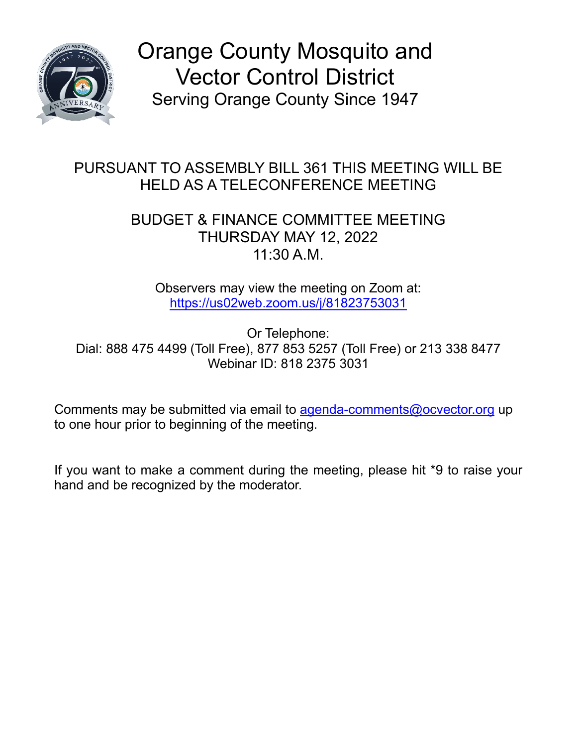# Orange County Mosquito and Vector Control District

Serving Orange County Since 1947

PURSUANT TO ASSEMBLY BILL 361 THIS MEETING WILL BE HELD AS A TELECONFERENCE MEETING

## BUDGET & FINANCE COMMITTEE MEETING
THURSDAY MAY 12, 2022
11:30 A.M.

Observers may view the meeting on Zoom at:
https://us02web.zoom.us/j/81823753031

Or Telephone:
Dial: 888 475 4499 (Toll Free), 877 853 5257 (Toll Free) or 213 338 8477
Webinar ID: 818 2375 3031

Comments may be submitted via email to agenda-comments@ocvector.org up to one hour prior to beginning of the meeting.

If you want to make a comment during the meeting, please hit *9 to raise your hand and be recognized by the moderator.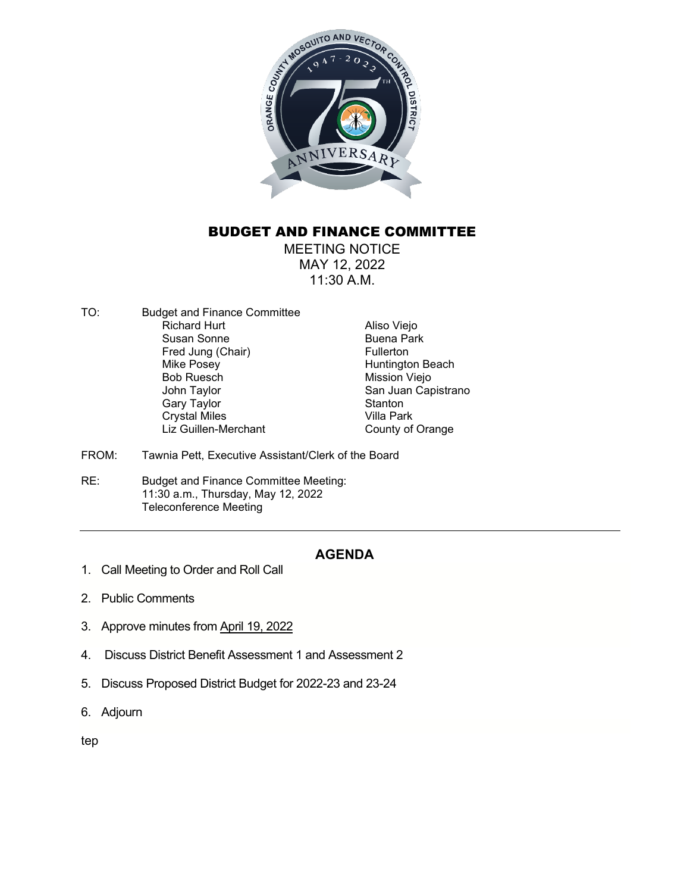# BUDGET AND FINANCE COMMITTEE

MEETING NOTICE
MAY 12, 2022
11:30 A.M.

TO: Budget and Finance Committee

| | |
|---|---|
| Richard Hurt | Aliso Viejo |
| Susan Sonne | Buena Park |
| Fred Jung (Chair) | Fullerton |
| Mike Posey | Huntington Beach |
| Bob Ruesch | Mission Viejo |
| John Taylor | San Juan Capistrano |
| Gary Taylor | Stanton |
| Crystal Miles | Villa Park |
| Liz Guillen-Merchant | County of Orange |

FROM: Tawnia Pett, Executive Assistant/Clerk of the Board

RE: Budget and Finance Committee Meeting:
11:30 a.m., Thursday, May 12, 2022
Teleconference Meeting

---

## AGENDA

1. Call Meeting to Order and Roll Call
2. Public Comments
3. Approve minutes from April 19, 2022
4. Discuss District Benefit Assessment 1 and Assessment 2
5. Discuss Proposed District Budget for 2022-23 and 23-24
6. Adjourn

tep